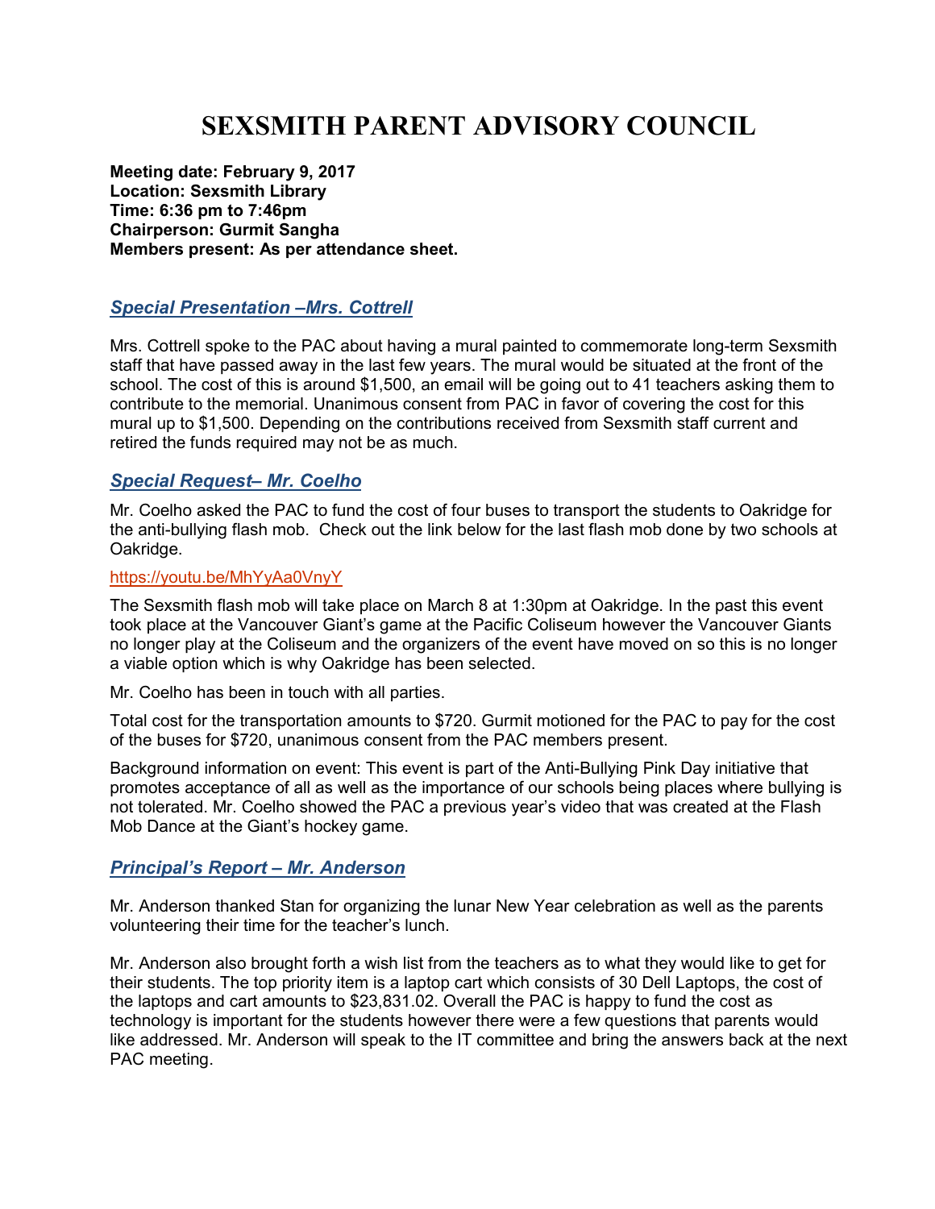# SEXSMITH PARENT ADVISORY COUNCIL

**Meeting date: February 9, 2017**
**Location: Sexsmith Library**
**Time: 6:36 pm to 7:46pm**
**Chairperson: Gurmit Sangha**
**Members present: As per attendance sheet.**

## ***Special Presentation –Mrs. Cottrell***

Mrs. Cottrell spoke to the PAC about having a mural painted to commemorate long-term Sexsmith staff that have passed away in the last few years. The mural would be situated at the front of the school. The cost of this is around $1,500, an email will be going out to 41 teachers asking them to contribute to the memorial. Unanimous consent from PAC in favor of covering the cost for this mural up to $1,500. Depending on the contributions received from Sexsmith staff current and retired the funds required may not be as much.

## ***Special Request– Mr. Coelho***

Mr. Coelho asked the PAC to fund the cost of four buses to transport the students to Oakridge for the anti-bullying flash mob. Check out the link below for the last flash mob done by two schools at Oakridge.

https://youtu.be/MhYyAa0VnyY

The Sexsmith flash mob will take place on March 8 at 1:30pm at Oakridge. In the past this event took place at the Vancouver Giant's game at the Pacific Coliseum however the Vancouver Giants no longer play at the Coliseum and the organizers of the event have moved on so this is no longer a viable option which is why Oakridge has been selected.

Mr. Coelho has been in touch with all parties.

Total cost for the transportation amounts to $720. Gurmit motioned for the PAC to pay for the cost of the buses for $720, unanimous consent from the PAC members present.

Background information on event: This event is part of the Anti-Bullying Pink Day initiative that promotes acceptance of all as well as the importance of our schools being places where bullying is not tolerated. Mr. Coelho showed the PAC a previous year's video that was created at the Flash Mob Dance at the Giant's hockey game.

## ***Principal's Report – Mr. Anderson***

Mr. Anderson thanked Stan for organizing the lunar New Year celebration as well as the parents volunteering their time for the teacher's lunch.

Mr. Anderson also brought forth a wish list from the teachers as to what they would like to get for their students. The top priority item is a laptop cart which consists of 30 Dell Laptops, the cost of the laptops and cart amounts to $23,831.02. Overall the PAC is happy to fund the cost as technology is important for the students however there were a few questions that parents would like addressed. Mr. Anderson will speak to the IT committee and bring the answers back at the next PAC meeting.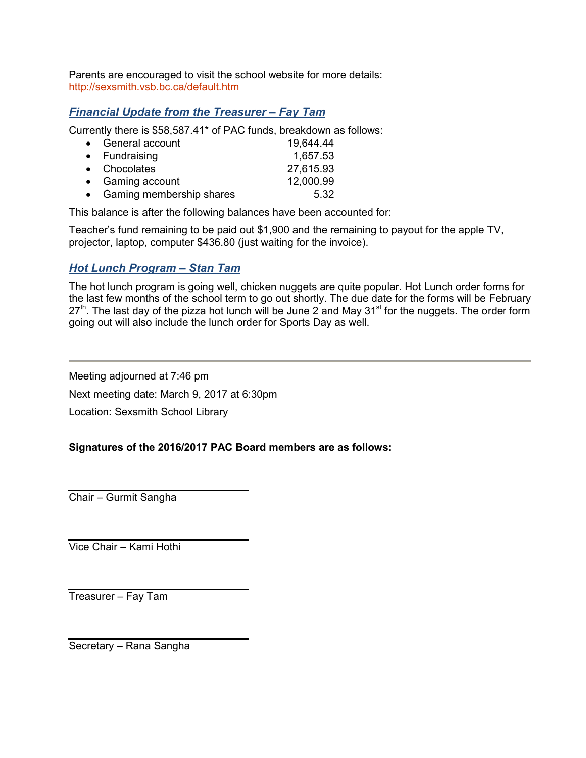Parents are encouraged to visit the school website for more details:
http://sexsmith.vsb.bc.ca/default.htm

### *Financial Update from the Treasurer – Fay Tam*

Currently there is $58,587.41* of PAC funds, breakdown as follows:

- General account 19,644.44
- Fundraising 1,657.53
- Chocolates 27,615.93
- Gaming account 12,000.99
- Gaming membership shares 5.32

This balance is after the following balances have been accounted for:

Teacher's fund remaining to be paid out $1,900 and the remaining to payout for the apple TV, projector, laptop, computer $436.80 (just waiting for the invoice).

### *Hot Lunch Program – Stan Tam*

The hot lunch program is going well, chicken nuggets are quite popular. Hot Lunch order forms for the last few months of the school term to go out shortly. The due date for the forms will be February 27th. The last day of the pizza hot lunch will be June 2 and May 31st for the nuggets. The order form going out will also include the lunch order for Sports Day as well.

---

Meeting adjourned at 7:46 pm

Next meeting date: March 9, 2017 at 6:30pm

Location: Sexsmith School Library

**Signatures of the 2016/2017 PAC Board members are as follows:**

Chair – Gurmit Sangha

Vice Chair – Kami Hothi

Treasurer – Fay Tam

Secretary – Rana Sangha